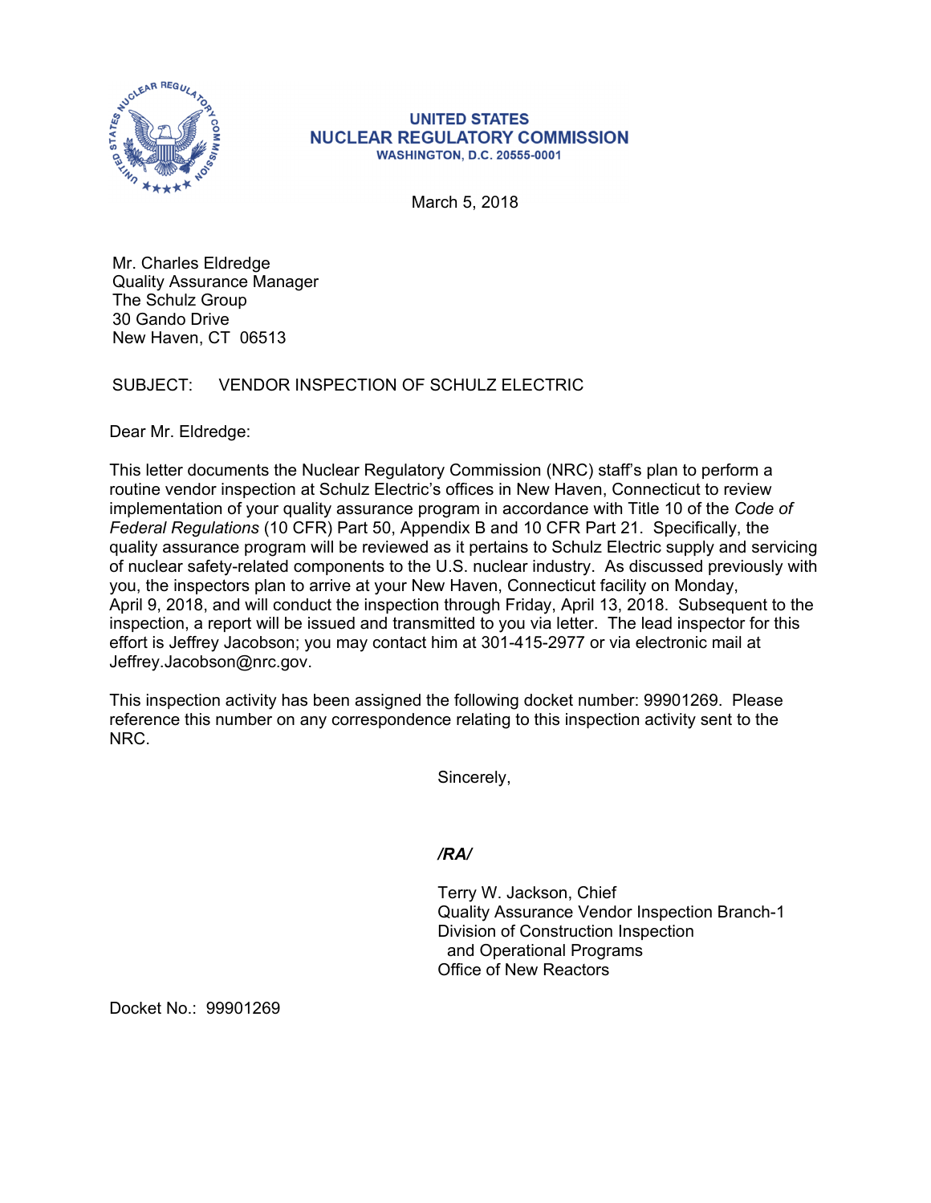UNITED STATES
NUCLEAR REGULATORY COMMISSION
WASHINGTON, D.C. 20555-0001

March 5, 2018

Mr. Charles Eldredge
Quality Assurance Manager
The Schulz Group
30 Gando Drive
New Haven, CT 06513

SUBJECT: VENDOR INSPECTION OF SCHULZ ELECTRIC

Dear Mr. Eldredge:

This letter documents the Nuclear Regulatory Commission (NRC) staff's plan to perform a routine vendor inspection at Schulz Electric's offices in New Haven, Connecticut to review implementation of your quality assurance program in accordance with Title 10 of the *Code of Federal Regulations* (10 CFR) Part 50, Appendix B and 10 CFR Part 21. Specifically, the quality assurance program will be reviewed as it pertains to Schulz Electric supply and servicing of nuclear safety-related components to the U.S. nuclear industry. As discussed previously with you, the inspectors plan to arrive at your New Haven, Connecticut facility on Monday, April 9, 2018, and will conduct the inspection through Friday, April 13, 2018. Subsequent to the inspection, a report will be issued and transmitted to you via letter. The lead inspector for this effort is Jeffrey Jacobson; you may contact him at 301-415-2977 or via electronic mail at Jeffrey.Jacobson@nrc.gov.

This inspection activity has been assigned the following docket number: 99901269. Please reference this number on any correspondence relating to this inspection activity sent to the NRC.

Sincerely,

*/RA/*

Terry W. Jackson, Chief
Quality Assurance Vendor Inspection Branch-1
Division of Construction Inspection
and Operational Programs
Office of New Reactors

Docket No.: 99901269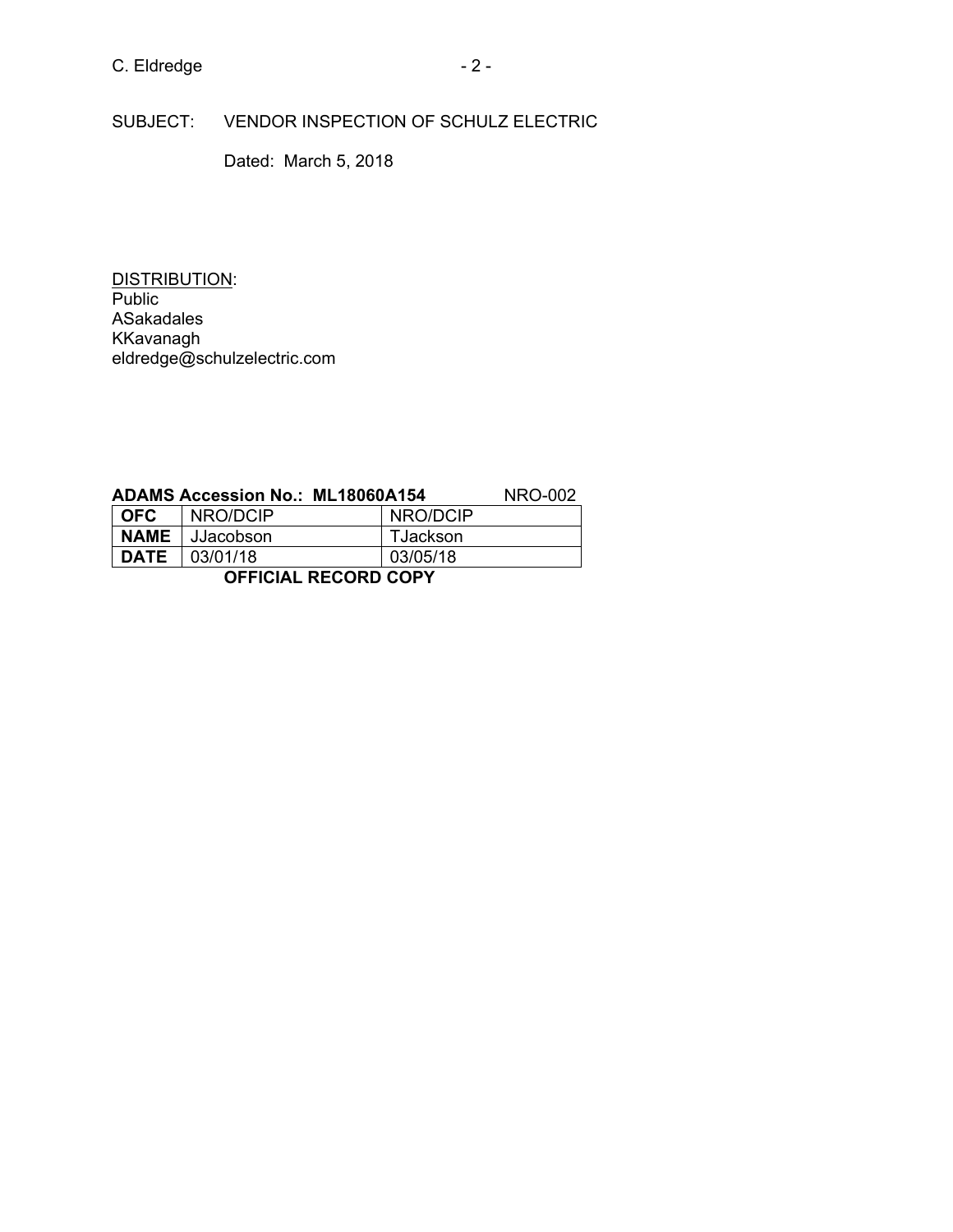SUBJECT: VENDOR INSPECTION OF SCHULZ ELECTRIC

Dated: March 5, 2018

DISTRIBUTION:
Public
ASakadales
KKavanagh
eldredge@schulzelectric.com

**ADAMS Accession No.: ML18060A154** NRO-002

| | | |
|---|---|---|
| **OFC** | NRO/DCIP | NRO/DCIP |
| **NAME** | JJacobson | TJackson |
| **DATE** | 03/01/18 | 03/05/18 |

**OFFICIAL RECORD COPY**